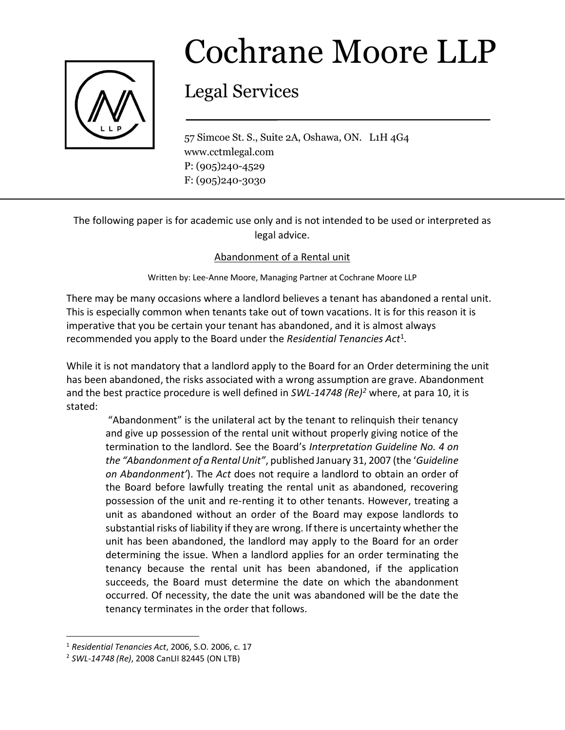# Cochrane Moore LLP

## Legal Services

57 Simcoe St. S., Suite 2A, Oshawa, ON. L1H 4G4
www.cctmlegal.com
P: (905)240-4529
F: (905)240-3030

---

The following paper is for academic use only and is not intended to be used or interpreted as legal advice.

Abandonment of a Rental unit

Written by: Lee-Anne Moore, Managing Partner at Cochrane Moore LLP

There may be many occasions where a landlord believes a tenant has abandoned a rental unit. This is especially common when tenants take out of town vacations. It is for this reason it is imperative that you be certain your tenant has abandoned, and it is almost always recommended you apply to the Board under the *Residential Tenancies Act*[1].

While it is not mandatory that a landlord apply to the Board for an Order determining the unit has been abandoned, the risks associated with a wrong assumption are grave. Abandonment and the best practice procedure is well defined in *SWL-14748 (Re)*[2] where, at para 10, it is stated:

> "Abandonment" is the unilateral act by the tenant to relinquish their tenancy and give up possession of the rental unit without properly giving notice of the termination to the landlord. See the Board's *Interpretation Guideline No. 4 on the "Abandonment of a Rental Unit"*, published January 31, 2007 (the '*Guideline on Abandonment'*). The *Act* does not require a landlord to obtain an order of the Board before lawfully treating the rental unit as abandoned, recovering possession of the unit and re-renting it to other tenants. However, treating a unit as abandoned without an order of the Board may expose landlords to substantial risks of liability if they are wrong. If there is uncertainty whether the unit has been abandoned, the landlord may apply to the Board for an order determining the issue. When a landlord applies for an order terminating the tenancy because the rental unit has been abandoned, if the application succeeds, the Board must determine the date on which the abandonment occurred. Of necessity, the date the unit was abandoned will be the date the tenancy terminates in the order that follows.

---

[1] *Residential Tenancies Act*, 2006, S.O. 2006, c. 17

[2] *SWL-14748 (Re)*, 2008 CanLII 82445 (ON LTB)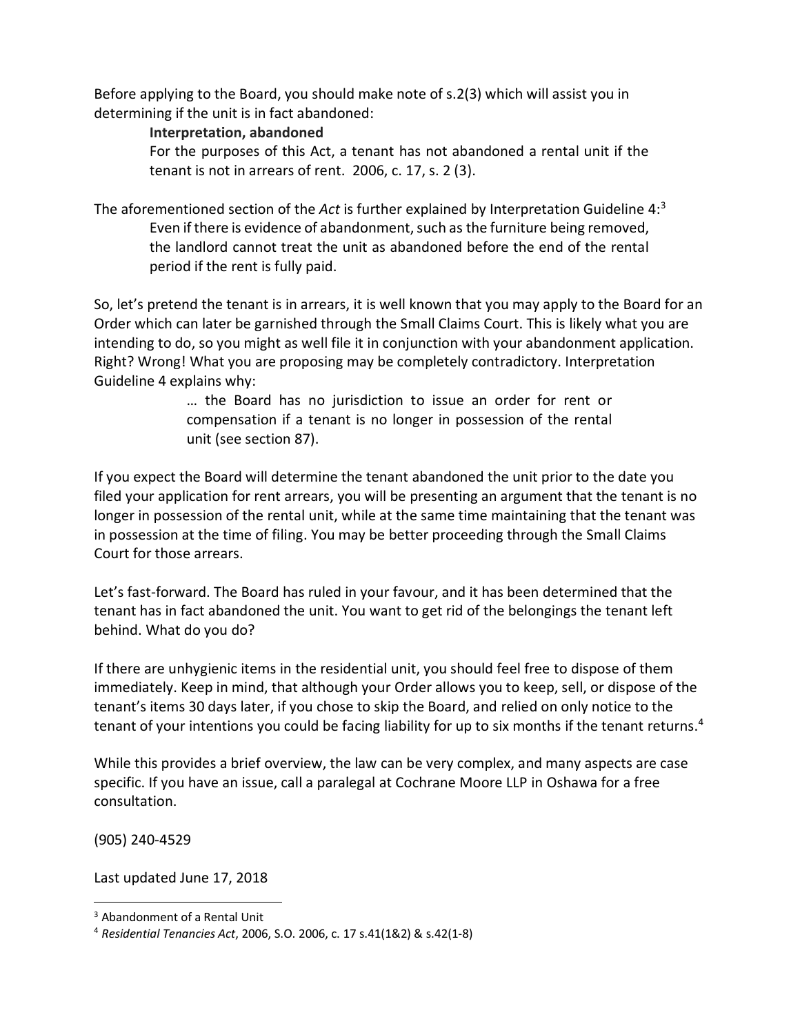Before applying to the Board, you should make note of s.2(3) which will assist you in determining if the unit is in fact abandoned:

> **Interpretation, abandoned**
>
> For the purposes of this Act, a tenant has not abandoned a rental unit if the tenant is not in arrears of rent. 2006, c. 17, s. 2 (3).

The aforementioned section of the *Act* is further explained by Interpretation Guideline 4:[3]

> Even if there is evidence of abandonment, such as the furniture being removed, the landlord cannot treat the unit as abandoned before the end of the rental period if the rent is fully paid.

So, let's pretend the tenant is in arrears, it is well known that you may apply to the Board for an Order which can later be garnished through the Small Claims Court. This is likely what you are intending to do, so you might as well file it in conjunction with your abandonment application. Right? Wrong! What you are proposing may be completely contradictory. Interpretation Guideline 4 explains why:

> … the Board has no jurisdiction to issue an order for rent or compensation if a tenant is no longer in possession of the rental unit (see section 87).

If you expect the Board will determine the tenant abandoned the unit prior to the date you filed your application for rent arrears, you will be presenting an argument that the tenant is no longer in possession of the rental unit, while at the same time maintaining that the tenant was in possession at the time of filing. You may be better proceeding through the Small Claims Court for those arrears.

Let's fast-forward. The Board has ruled in your favour, and it has been determined that the tenant has in fact abandoned the unit. You want to get rid of the belongings the tenant left behind. What do you do?

If there are unhygienic items in the residential unit, you should feel free to dispose of them immediately. Keep in mind, that although your Order allows you to keep, sell, or dispose of the tenant's items 30 days later, if you chose to skip the Board, and relied on only notice to the tenant of your intentions you could be facing liability for up to six months if the tenant returns.[4]

While this provides a brief overview, the law can be very complex, and many aspects are case specific. If you have an issue, call a paralegal at Cochrane Moore LLP in Oshawa for a free consultation.

(905) 240-4529

Last updated June 17, 2018

---

[3] Abandonment of a Rental Unit

[4] *Residential Tenancies Act*, 2006, S.O. 2006, c. 17 s.41(1&2) & s.42(1-8)